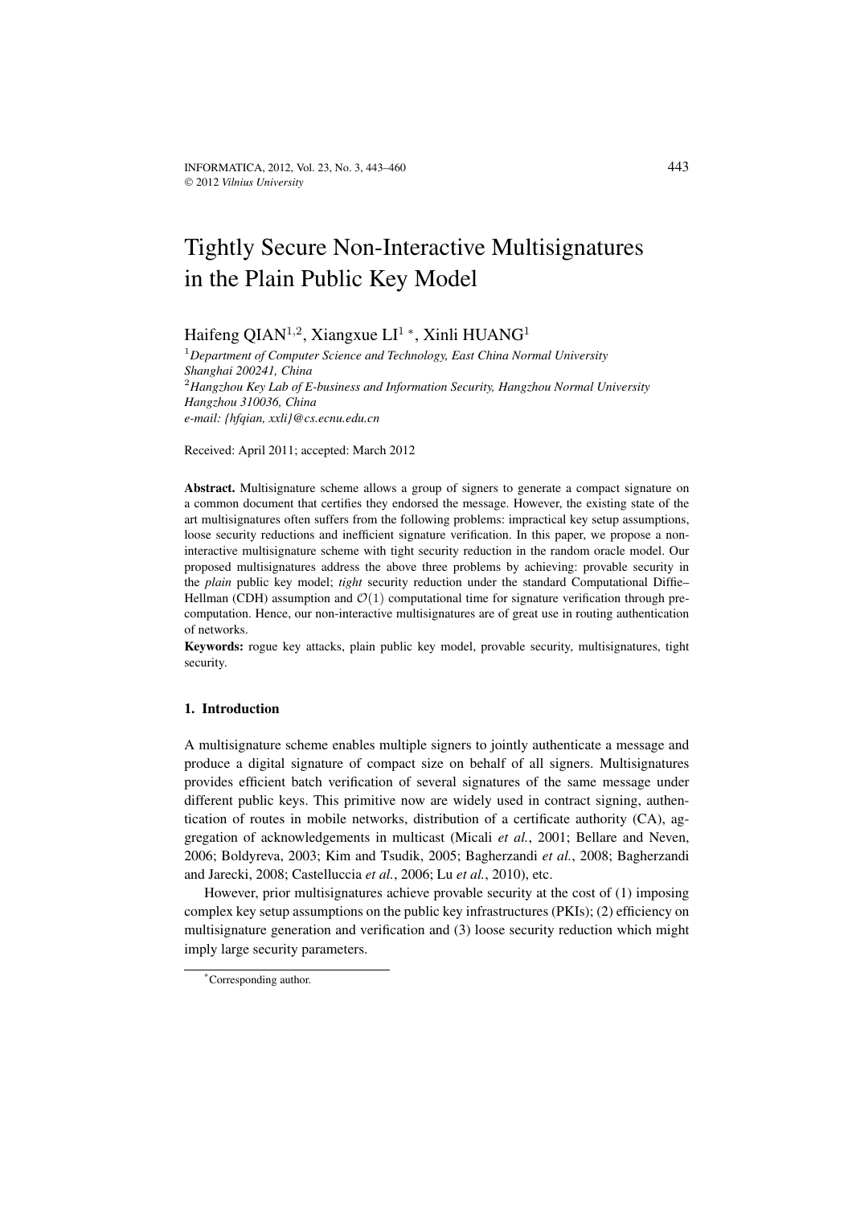# Tightly Secure Non-Interactive Multisignatures in the Plain Public Key Model

Haifeng QIAN[1,2], Xiangxue LI[1 *], Xinli HUANG[1]

[1]*Department of Computer Science and Technology, East China Normal University Shanghai 200241, China*

[2]*Hangzhou Key Lab of E-business and Information Security, Hangzhou Normal University Hangzhou 310036, China*

*e-mail: {hfqian, xxli}@cs.ecnu.edu.cn*

Received: April 2011; accepted: March 2012

**Abstract.** Multisignature scheme allows a group of signers to generate a compact signature on a common document that certifies they endorsed the message. However, the existing state of the art multisignatures often suffers from the following problems: impractical key setup assumptions, loose security reductions and inefficient signature verification. In this paper, we propose a non-interactive multisignature scheme with tight security reduction in the random oracle model. Our proposed multisignatures address the above three problems by achieving: provable security in the *plain* public key model; *tight* security reduction under the standard Computational Diffie–Hellman (CDH) assumption and $\mathcal{O}(1)$ computational time for signature verification through pre-computation. Hence, our non-interactive multisignatures are of great use in routing authentication of networks.

**Keywords:** rogue key attacks, plain public key model, provable security, multisignatures, tight security.

## 1. Introduction

A multisignature scheme enables multiple signers to jointly authenticate a message and produce a digital signature of compact size on behalf of all signers. Multisignatures provides efficient batch verification of several signatures of the same message under different public keys. This primitive now are widely used in contract signing, authentication of routes in mobile networks, distribution of a certificate authority (CA), aggregation of acknowledgements in multicast (Micali *et al.*, 2001; Bellare and Neven, 2006; Boldyreva, 2003; Kim and Tsudik, 2005; Bagherzandi *et al.*, 2008; Bagherzandi and Jarecki, 2008; Castelluccia *et al.*, 2006; Lu *et al.*, 2010), etc.

However, prior multisignatures achieve provable security at the cost of (1) imposing complex key setup assumptions on the public key infrastructures (PKIs); (2) efficiency on multisignature generation and verification and (3) loose security reduction which might imply large security parameters.

*Corresponding author.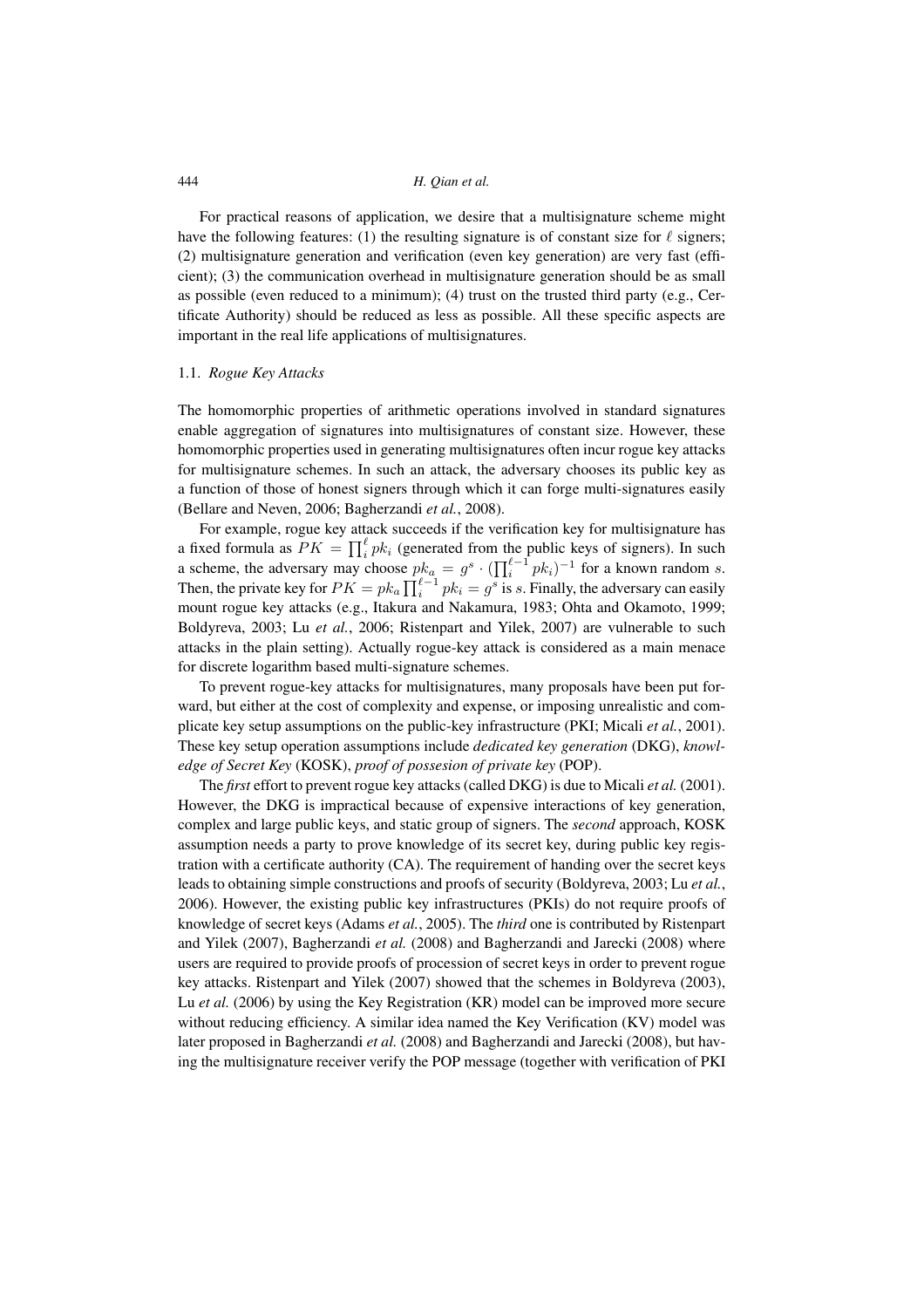For practical reasons of application, we desire that a multisignature scheme might have the following features: (1) the resulting signature is of constant size for $\ell$ signers; (2) multisignature generation and verification (even key generation) are very fast (efficient); (3) the communication overhead in multisignature generation should be as small as possible (even reduced to a minimum); (4) trust on the trusted third party (e.g., Certificate Authority) should be reduced as less as possible. All these specific aspects are important in the real life applications of multisignatures.

### 1.1. *Rogue Key Attacks*

The homomorphic properties of arithmetic operations involved in standard signatures enable aggregation of signatures into multisignatures of constant size. However, these homomorphic properties used in generating multisignatures often incur rogue key attacks for multisignature schemes. In such an attack, the adversary chooses its public key as a function of those of honest signers through which it can forge multi-signatures easily (Bellare and Neven, 2006; Bagherzandi *et al.*, 2008).

For example, rogue key attack succeeds if the verification key for multisignature has a fixed formula as $PK = \prod_i^\ell pk_i$ (generated from the public keys of signers). In such a scheme, the adversary may choose $pk_a = g^s \cdot (\prod_i^{\ell-1} pk_i)^{-1}$ for a known random $s$. Then, the private key for $PK = pk_a \prod_i^{\ell-1} pk_i = g^s$ is $s$. Finally, the adversary can easily mount rogue key attacks (e.g., Itakura and Nakamura, 1983; Ohta and Okamoto, 1999; Boldyreva, 2003; Lu *et al.*, 2006; Ristenpart and Yilek, 2007) are vulnerable to such attacks in the plain setting). Actually rogue-key attack is considered as a main menace for discrete logarithm based multi-signature schemes.

To prevent rogue-key attacks for multisignatures, many proposals have been put forward, but either at the cost of complexity and expense, or imposing unrealistic and complicate key setup assumptions on the public-key infrastructure (PKI; Micali *et al.*, 2001). These key setup operation assumptions include *dedicated key generation* (DKG), *knowledge of Secret Key* (KOSK), *proof of possesion of private key* (POP).

The *first* effort to prevent rogue key attacks (called DKG) is due to Micali *et al.* (2001). However, the DKG is impractical because of expensive interactions of key generation, complex and large public keys, and static group of signers. The *second* approach, KOSK assumption needs a party to prove knowledge of its secret key, during public key registration with a certificate authority (CA). The requirement of handing over the secret keys leads to obtaining simple constructions and proofs of security (Boldyreva, 2003; Lu *et al.*, 2006). However, the existing public key infrastructures (PKIs) do not require proofs of knowledge of secret keys (Adams *et al.*, 2005). The *third* one is contributed by Ristenpart and Yilek (2007), Bagherzandi *et al.* (2008) and Bagherzandi and Jarecki (2008) where users are required to provide proofs of procession of secret keys in order to prevent rogue key attacks. Ristenpart and Yilek (2007) showed that the schemes in Boldyreva (2003), Lu *et al.* (2006) by using the Key Registration (KR) model can be improved more secure without reducing efficiency. A similar idea named the Key Verification (KV) model was later proposed in Bagherzandi *et al.* (2008) and Bagherzandi and Jarecki (2008), but having the multisignature receiver verify the POP message (together with verification of PKI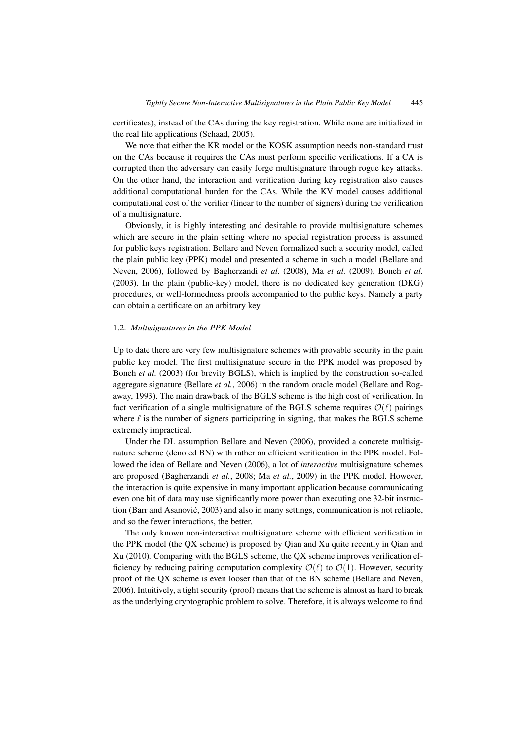certificates), instead of the CAs during the key registration. While none are initialized in the real life applications (Schaad, 2005).

We note that either the KR model or the KOSK assumption needs non-standard trust on the CAs because it requires the CAs must perform specific verifications. If a CA is corrupted then the adversary can easily forge multisignature through rogue key attacks. On the other hand, the interaction and verification during key registration also causes additional computational burden for the CAs. While the KV model causes additional computational cost of the verifier (linear to the number of signers) during the verification of a multisignature.

Obviously, it is highly interesting and desirable to provide multisignature schemes which are secure in the plain setting where no special registration process is assumed for public keys registration. Bellare and Neven formalized such a security model, called the plain public key (PPK) model and presented a scheme in such a model (Bellare and Neven, 2006), followed by Bagherzandi *et al.* (2008), Ma *et al.* (2009), Boneh *et al.* (2003). In the plain (public-key) model, there is no dedicated key generation (DKG) procedures, or well-formedness proofs accompanied to the public keys. Namely a party can obtain a certificate on an arbitrary key.

### 1.2. *Multisignatures in the PPK Model*

Up to date there are very few multisignature schemes with provable security in the plain public key model. The first multisignature secure in the PPK model was proposed by Boneh *et al.* (2003) (for brevity BGLS), which is implied by the construction so-called aggregate signature (Bellare *et al.*, 2006) in the random oracle model (Bellare and Rogaway, 1993). The main drawback of the BGLS scheme is the high cost of verification. In fact verification of a single multisignature of the BGLS scheme requires $\mathcal{O}(\ell)$ pairings where $\ell$ is the number of signers participating in signing, that makes the BGLS scheme extremely impractical.

Under the DL assumption Bellare and Neven (2006), provided a concrete multisignature scheme (denoted BN) with rather an efficient verification in the PPK model. Followed the idea of Bellare and Neven (2006), a lot of *interactive* multisignature schemes are proposed (Bagherzandi *et al.*, 2008; Ma *et al.*, 2009) in the PPK model. However, the interaction is quite expensive in many important application because communicating even one bit of data may use significantly more power than executing one 32-bit instruction (Barr and Asanović, 2003) and also in many settings, communication is not reliable, and so the fewer interactions, the better.

The only known non-interactive multisignature scheme with efficient verification in the PPK model (the QX scheme) is proposed by Qian and Xu quite recently in Qian and Xu (2010). Comparing with the BGLS scheme, the QX scheme improves verification efficiency by reducing pairing computation complexity $\mathcal{O}(\ell)$ to $\mathcal{O}(1)$. However, security proof of the QX scheme is even looser than that of the BN scheme (Bellare and Neven, 2006). Intuitively, a tight security (proof) means that the scheme is almost as hard to break as the underlying cryptographic problem to solve. Therefore, it is always welcome to find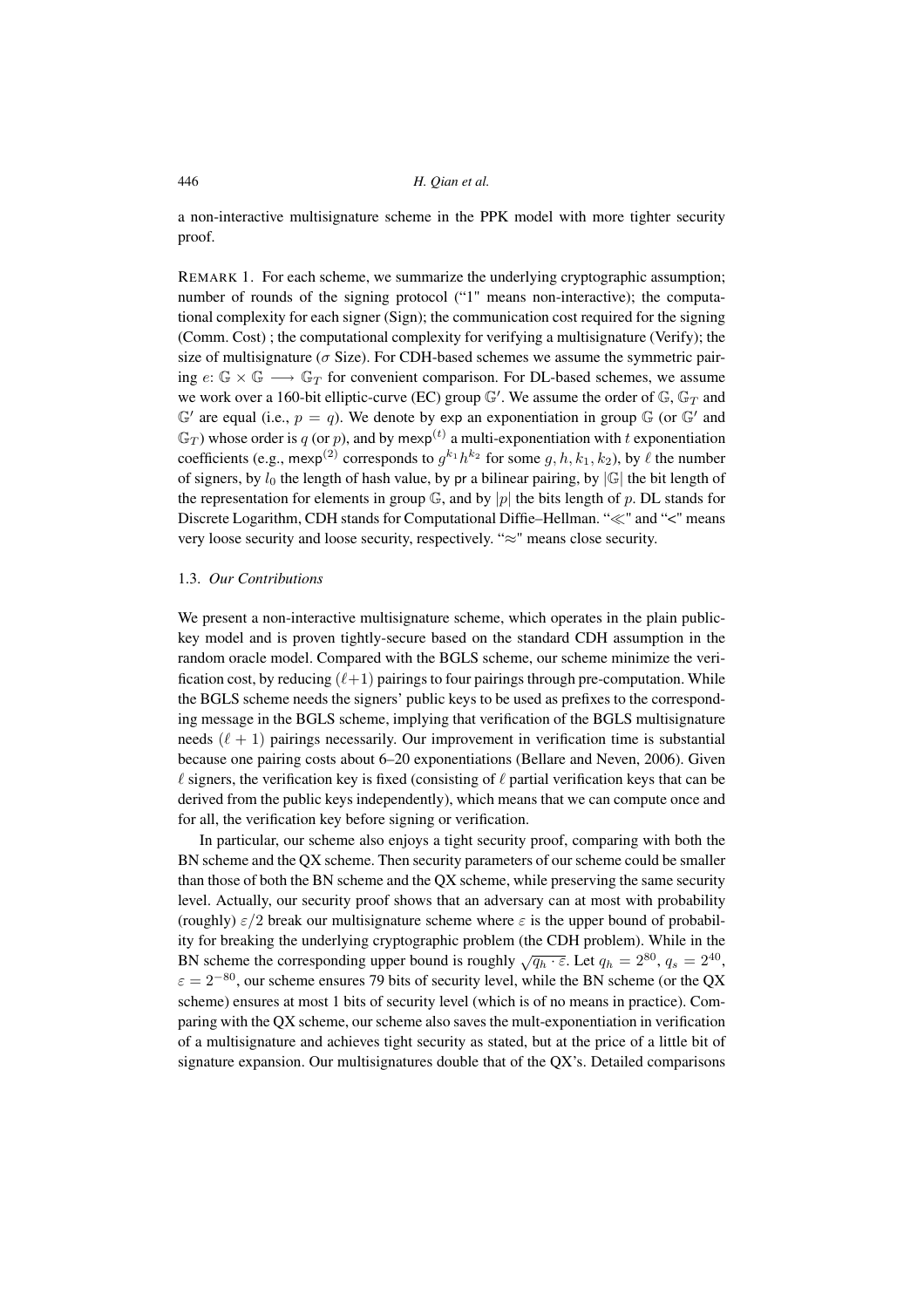a non-interactive multisignature scheme in the PPK model with more tighter security proof.

REMARK 1. For each scheme, we summarize the underlying cryptographic assumption; number of rounds of the signing protocol ("1" means non-interactive); the computational complexity for each signer (Sign); the communication cost required for the signing (Comm. Cost) ; the computational complexity for verifying a multisignature (Verify); the size of multisignature ($\sigma$ Size). For CDH-based schemes we assume the symmetric pairing $e\colon \mathbb{G} \times \mathbb{G} \longrightarrow \mathbb{G}_T$ for convenient comparison. For DL-based schemes, we assume we work over a 160-bit elliptic-curve (EC) group $\mathbb{G}'$. We assume the order of $\mathbb{G}$, $\mathbb{G}_T$ and $\mathbb{G}'$ are equal (i.e., $p = q$). We denote by $\mathsf{exp}$ an exponentiation in group $\mathbb{G}$ (or $\mathbb{G}'$ and $\mathbb{G}_T$) whose order is $q$ (or $p$), and by $\mathsf{mexp}^{(t)}$ a multi-exponentiation with $t$ exponentiation coefficients (e.g., $\mathsf{mexp}^{(2)}$ corresponds to $g^{k_1}h^{k_2}$ for some $g, h, k_1, k_2$), by $\ell$ the number of signers, by $l_0$ the length of hash value, by $\mathsf{pr}$ a bilinear pairing, by $|\mathbb{G}|$ the bit length of the representation for elements in group $\mathbb{G}$, and by $|p|$ the bits length of $p$. DL stands for Discrete Logarithm, CDH stands for Computational Diffie–Hellman. "$\ll$" and "<" means very loose security and loose security, respectively. "$\approx$" means close security.

### 1.3. *Our Contributions*

We present a non-interactive multisignature scheme, which operates in the plain public-key model and is proven tightly-secure based on the standard CDH assumption in the random oracle model. Compared with the BGLS scheme, our scheme minimize the verification cost, by reducing $(\ell+1)$ pairings to four pairings through pre-computation. While the BGLS scheme needs the signers' public keys to be used as prefixes to the corresponding message in the BGLS scheme, implying that verification of the BGLS multisignature needs $(\ell + 1)$ pairings necessarily. Our improvement in verification time is substantial because one pairing costs about 6–20 exponentiations (Bellare and Neven, 2006). Given $\ell$ signers, the verification key is fixed (consisting of $\ell$ partial verification keys that can be derived from the public keys independently), which means that we can compute once and for all, the verification key before signing or verification.

In particular, our scheme also enjoys a tight security proof, comparing with both the BN scheme and the QX scheme. Then security parameters of our scheme could be smaller than those of both the BN scheme and the QX scheme, while preserving the same security level. Actually, our security proof shows that an adversary can at most with probability (roughly) $\varepsilon/2$ break our multisignature scheme where $\varepsilon$ is the upper bound of probability for breaking the underlying cryptographic problem (the CDH problem). While in the BN scheme the corresponding upper bound is roughly $\sqrt{q_h \cdot \varepsilon}$. Let $q_h = 2^{80}$, $q_s = 2^{40}$, $\varepsilon = 2^{-80}$, our scheme ensures 79 bits of security level, while the BN scheme (or the QX scheme) ensures at most 1 bits of security level (which is of no means in practice). Comparing with the QX scheme, our scheme also saves the mult-exponentiation in verification of a multisignature and achieves tight security as stated, but at the price of a little bit of signature expansion. Our multisignatures double that of the QX's. Detailed comparisons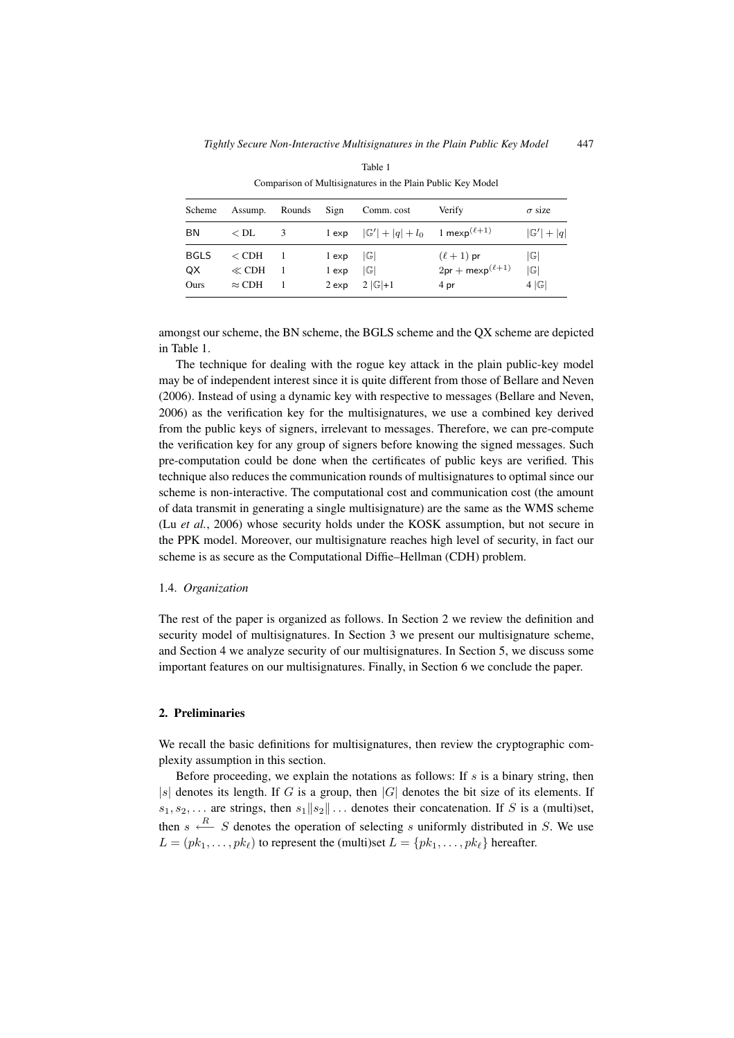Table 1

Comparison of Multisignatures in the Plain Public Key Model

| Scheme | Assump. | Rounds | Sign | Comm. cost | Verify | $\sigma$ size |
|---|---|---|---|---|---|---|
| BN | $<$ DL | 3 | 1 exp | $\lvert\mathbb{G}'\rvert + \lvert q\rvert + l_0$ | 1 $\mathsf{mexp}^{(\ell+1)}$ | $\lvert\mathbb{G}'\rvert + \lvert q\rvert$ |
| BGLS | $<$ CDH | 1 | 1 exp | $\lvert\mathbb{G}\rvert$ | $(\ell+1)$ pr | $\lvert\mathbb{G}\rvert$ |
| QX | $\ll$ CDH | 1 | 1 exp | $\lvert\mathbb{G}\rvert$ | $2\mathsf{pr} + \mathsf{mexp}^{(\ell+1)}$ | $\lvert\mathbb{G}\rvert$ |
| Ours | $\approx$ CDH | 1 | 2 exp | $2\lvert\mathbb{G}\rvert$+1 | 4 pr | $4\lvert\mathbb{G}\rvert$ |

amongst our scheme, the BN scheme, the BGLS scheme and the QX scheme are depicted in Table 1.

The technique for dealing with the rogue key attack in the plain public-key model may be of independent interest since it is quite different from those of Bellare and Neven (2006). Instead of using a dynamic key with respective to messages (Bellare and Neven, 2006) as the verification key for the multisignatures, we use a combined key derived from the public keys of signers, irrelevant to messages. Therefore, we can pre-compute the verification key for any group of signers before knowing the signed messages. Such pre-computation could be done when the certificates of public keys are verified. This technique also reduces the communication rounds of multisignatures to optimal since our scheme is non-interactive. The computational cost and communication cost (the amount of data transmit in generating a single multisignature) are the same as the WMS scheme (Lu *et al.*, 2006) whose security holds under the KOSK assumption, but not secure in the PPK model. Moreover, our multisignature reaches high level of security, in fact our scheme is as secure as the Computational Diffie–Hellman (CDH) problem.

### 1.4. *Organization*

The rest of the paper is organized as follows. In Section 2 we review the definition and security model of multisignatures. In Section 3 we present our multisignature scheme, and Section 4 we analyze security of our multisignatures. In Section 5, we discuss some important features on our multisignatures. Finally, in Section 6 we conclude the paper.

## 2. Preliminaries

We recall the basic definitions for multisignatures, then review the cryptographic complexity assumption in this section.

Before proceeding, we explain the notations as follows: If $s$ is a binary string, then $|s|$ denotes its length. If $G$ is a group, then $|G|$ denotes the bit size of its elements. If $s_1, s_2, \ldots$ are strings, then $s_1 \| s_2 \| \ldots$ denotes their concatenation. If $S$ is a (multi)set, then $s \xleftarrow{R} S$ denotes the operation of selecting $s$ uniformly distributed in $S$. We use $L = (pk_1, \ldots, pk_\ell)$ to represent the (multi)set $L = \{pk_1, \ldots, pk_\ell\}$ hereafter.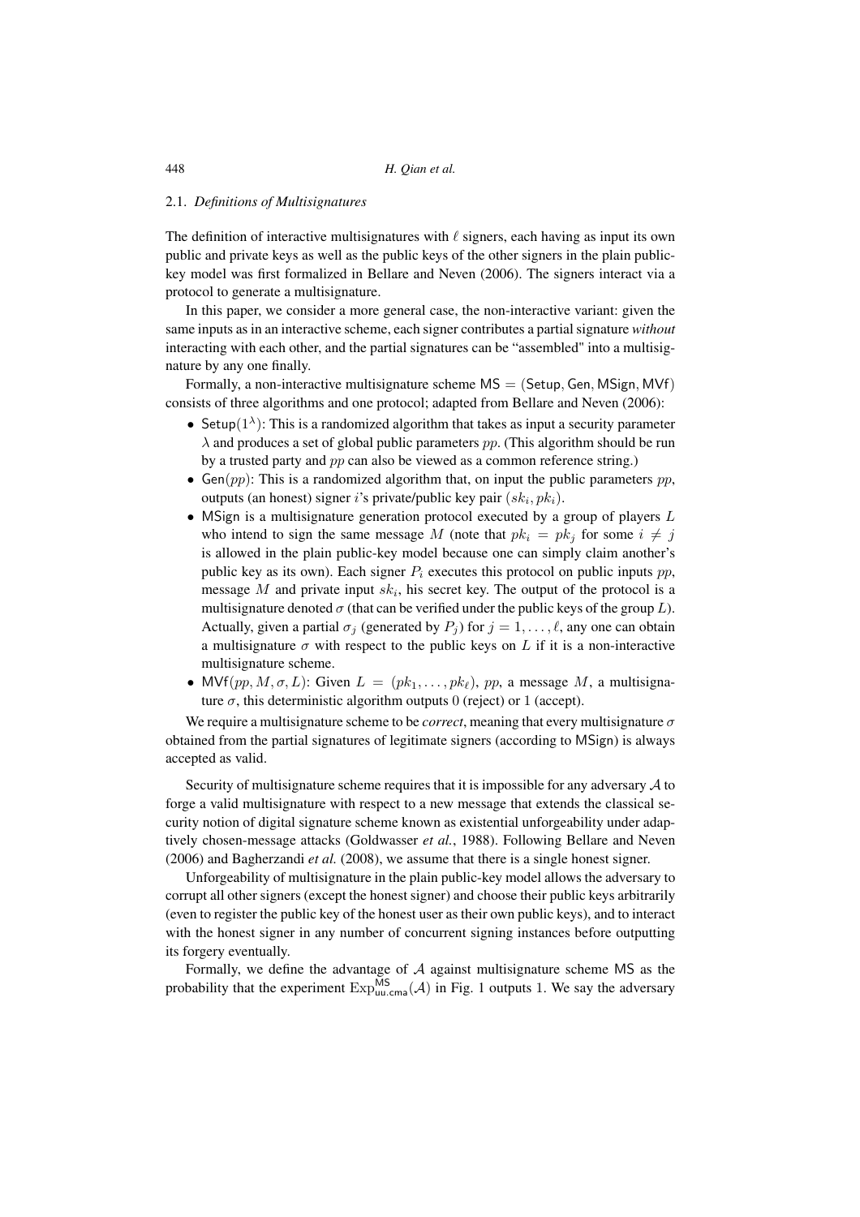### 2.1. *Definitions of Multisignatures*

The definition of interactive multisignatures with $\ell$ signers, each having as input its own public and private keys as well as the public keys of the other signers in the plain public-key model was first formalized in Bellare and Neven (2006). The signers interact via a protocol to generate a multisignature.

In this paper, we consider a more general case, the non-interactive variant: given the same inputs as in an interactive scheme, each signer contributes a partial signature *without* interacting with each other, and the partial signatures can be "assembled" into a multisignature by any one finally.

Formally, a non-interactive multisignature scheme $\mathsf{MS} = (\mathsf{Setup}, \mathsf{Gen}, \mathsf{MSign}, \mathsf{MVf})$ consists of three algorithms and one protocol; adapted from Bellare and Neven (2006):

- $\mathsf{Setup}(1^\lambda)$: This is a randomized algorithm that takes as input a security parameter $\lambda$ and produces a set of global public parameters $pp$. (This algorithm should be run by a trusted party and $pp$ can also be viewed as a common reference string.)
- $\mathsf{Gen}(pp)$: This is a randomized algorithm that, on input the public parameters $pp$, outputs (an honest) signer $i$'s private/public key pair $(sk_i, pk_i)$.
- $\mathsf{MSign}$ is a multisignature generation protocol executed by a group of players $L$ who intend to sign the same message $M$ (note that $pk_i = pk_j$ for some $i \neq j$ is allowed in the plain public-key model because one can simply claim another's public key as its own). Each signer $P_i$ executes this protocol on public inputs $pp$, message $M$ and private input $sk_i$, his secret key. The output of the protocol is a multisignature denoted $\sigma$ (that can be verified under the public keys of the group $L$). Actually, given a partial $\sigma_j$ (generated by $P_j$) for $j = 1, \dots, \ell$, any one can obtain a multisignature $\sigma$ with respect to the public keys on $L$ if it is a non-interactive multisignature scheme.
- $\mathsf{MVf}(pp, M, \sigma, L)$: Given $L = (pk_1, \dots, pk_\ell)$, $pp$, a message $M$, a multisignature $\sigma$, this deterministic algorithm outputs 0 (reject) or 1 (accept).

We require a multisignature scheme to be *correct*, meaning that every multisignature $\sigma$ obtained from the partial signatures of legitimate signers (according to $\mathsf{MSign}$) is always accepted as valid.

Security of multisignature scheme requires that it is impossible for any adversary $\mathcal{A}$ to forge a valid multisignature with respect to a new message that extends the classical security notion of digital signature scheme known as existential unforgeability under adaptively chosen-message attacks (Goldwasser *et al.*, 1988). Following Bellare and Neven (2006) and Bagherzandi *et al.* (2008), we assume that there is a single honest signer.

Unforgeability of multisignature in the plain public-key model allows the adversary to corrupt all other signers (except the honest signer) and choose their public keys arbitrarily (even to register the public key of the honest user as their own public keys), and to interact with the honest signer in any number of concurrent signing instances before outputting its forgery eventually.

Formally, we define the advantage of $\mathcal{A}$ against multisignature scheme MS as the probability that the experiment $\mathrm{Exp}^{\mathsf{MS}}_{\mathsf{uu.cma}}(\mathcal{A})$ in Fig. 1 outputs 1. We say the adversary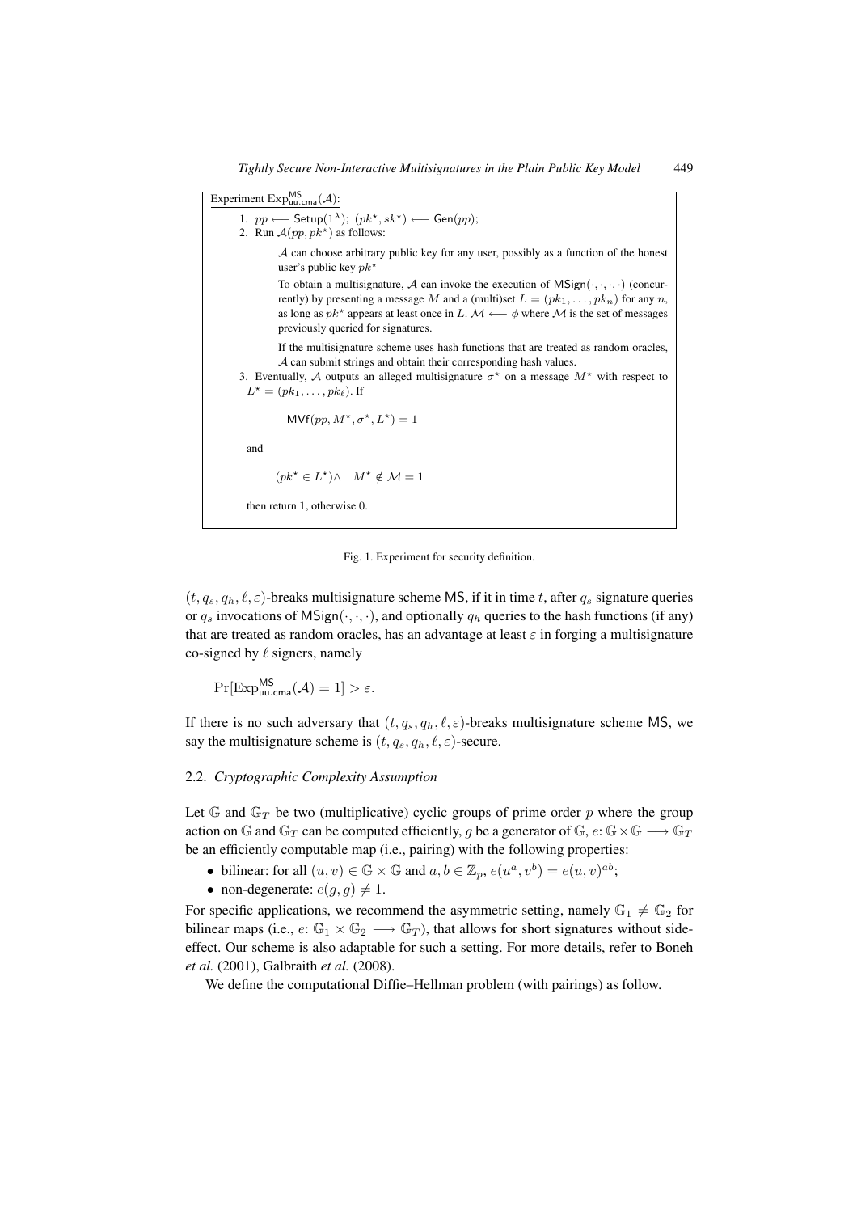Experiment $\text{Exp}^{\mathsf{MS}}_{\mathsf{uu.cma}}(\mathcal{A})$:

1. $pp \longleftarrow \mathsf{Setup}(1^\lambda)$; $(pk^\star, sk^\star) \longleftarrow \mathsf{Gen}(pp)$;
2. Run $\mathcal{A}(pp, pk^\star)$ as follows:

   $\mathcal{A}$ can choose arbitrary public key for any user, possibly as a function of the honest user's public key $pk^\star$

   To obtain a multisignature, $\mathcal{A}$ can invoke the execution of $\mathsf{MSign}(\cdot,\cdot,\cdot,\cdot)$ (concurrently) by presenting a message $M$ and a (multi)set $L = (pk_1, \dots, pk_n)$ for any $n$, as long as $pk^\star$ appears at least once in $L$. $\mathcal{M} \longleftarrow \phi$ where $\mathcal{M}$ is the set of messages previously queried for signatures.

   If the multisignature scheme uses hash functions that are treated as random oracles, $\mathcal{A}$ can submit strings and obtain their corresponding hash values.
3. Eventually, $\mathcal{A}$ outputs an alleged multisignature $\sigma^\star$ on a message $M^\star$ with respect to $L^\star = (pk_1, \dots, pk_\ell)$. If

$$\mathsf{MVf}(pp, M^\star, \sigma^\star, L^\star) = 1$$

and

$$(pk^\star \in L^\star) \wedge \quad M^\star \notin \mathcal{M} = 1$$

then return 1, otherwise 0.

Fig. 1. Experiment for security definition.

$(t, q_s, q_h, \ell, \varepsilon)$-breaks multisignature scheme $\mathsf{MS}$, if it in time $t$, after $q_s$ signature queries or $q_s$ invocations of $\mathsf{MSign}(\cdot,\cdot,\cdot)$, and optionally $q_h$ queries to the hash functions (if any) that are treated as random oracles, has an advantage at least $\varepsilon$ in forging a multisignature co-signed by $\ell$ signers, namely

$$\Pr[\text{Exp}^{\mathsf{MS}}_{\mathsf{uu.cma}}(\mathcal{A}) = 1] > \varepsilon.$$

If there is no such adversary that $(t, q_s, q_h, \ell, \varepsilon)$-breaks multisignature scheme $\mathsf{MS}$, we say the multisignature scheme is $(t, q_s, q_h, \ell, \varepsilon)$-secure.

### 2.2. *Cryptographic Complexity Assumption*

Let $\mathbb{G}$ and $\mathbb{G}_T$ be two (multiplicative) cyclic groups of prime order $p$ where the group action on $\mathbb{G}$ and $\mathbb{G}_T$ can be computed efficiently, $g$ be a generator of $\mathbb{G}$, $e\colon \mathbb{G} \times \mathbb{G} \longrightarrow \mathbb{G}_T$ be an efficiently computable map (i.e., pairing) with the following properties:

- bilinear: for all $(u, v) \in \mathbb{G} \times \mathbb{G}$ and $a, b \in \mathbb{Z}_p$, $e(u^a, v^b) = e(u, v)^{ab}$;
- non-degenerate: $e(g, g) \neq 1$.

For specific applications, we recommend the asymmetric setting, namely $\mathbb{G}_1 \neq \mathbb{G}_2$ for bilinear maps (i.e., $e\colon \mathbb{G}_1 \times \mathbb{G}_2 \longrightarrow \mathbb{G}_T$), that allows for short signatures without side-effect. Our scheme is also adaptable for such a setting. For more details, refer to Boneh *et al.* (2001), Galbraith *et al.* (2008).

We define the computational Diffie–Hellman problem (with pairings) as follow.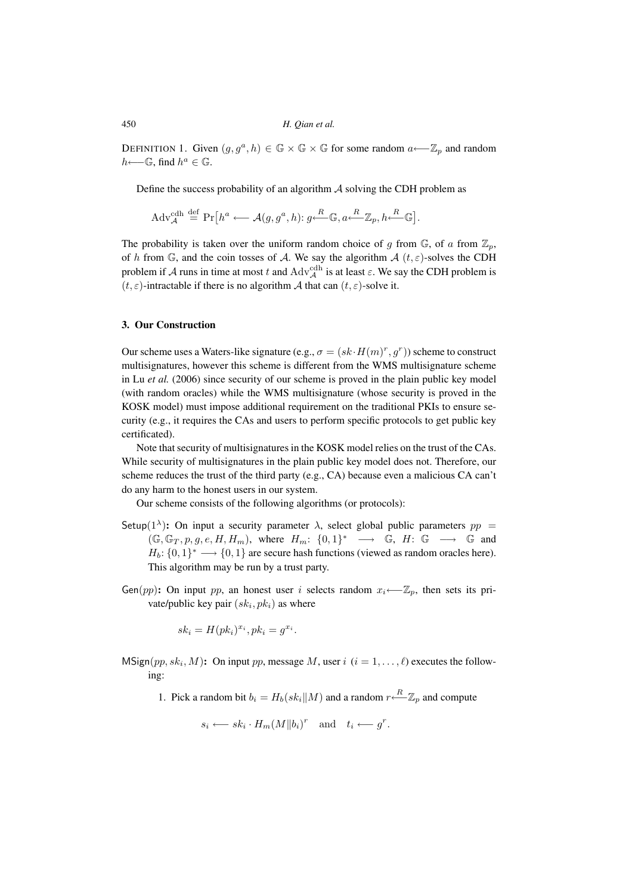Definition 1. Given $(g, g^a, h) \in \mathbb{G} \times \mathbb{G} \times \mathbb{G}$ for some random $a \longleftarrow \mathbb{Z}_p$ and random $h \longleftarrow \mathbb{G}$, find $h^a \in \mathbb{G}$.

Define the success probability of an algorithm $\mathcal{A}$ solving the CDH problem as

$$\mathrm{Adv}_{\mathcal{A}}^{\mathrm{cdh}} \stackrel{\mathrm{def}}{=} \Pr\bigl[h^a \longleftarrow \mathcal{A}(g, g^a, h) \colon g \stackrel{R}{\longleftarrow} \mathbb{G}, a \stackrel{R}{\longleftarrow} \mathbb{Z}_p, h \stackrel{R}{\longleftarrow} \mathbb{G}\bigr].$$

The probability is taken over the uniform random choice of $g$ from $\mathbb{G}$, of $a$ from $\mathbb{Z}_p$, of $h$ from $\mathbb{G}$, and the coin tosses of $\mathcal{A}$. We say the algorithm $\mathcal{A}$ $(t, \varepsilon)$-solves the CDH problem if $\mathcal{A}$ runs in time at most $t$ and $\mathrm{Adv}_{\mathcal{A}}^{\mathrm{cdh}}$ is at least $\varepsilon$. We say the CDH problem is $(t, \varepsilon)$-intractable if there is no algorithm $\mathcal{A}$ that can $(t, \varepsilon)$-solve it.

## 3. Our Construction

Our scheme uses a Waters-like signature (e.g., $\sigma = (sk \cdot H(m)^r, g^r)$) scheme to construct multisignatures, however this scheme is different from the WMS multisignature scheme in Lu *et al.* (2006) since security of our scheme is proved in the plain public key model (with random oracles) while the WMS multisignature (whose security is proved in the KOSK model) must impose additional requirement on the traditional PKIs to ensure security (e.g., it requires the CAs and users to perform specific protocols to get public key certificated).

Note that security of multisignatures in the KOSK model relies on the trust of the CAs. While security of multisignatures in the plain public key model does not. Therefore, our scheme reduces the trust of the third party (e.g., CA) because even a malicious CA can't do any harm to the honest users in our system.

Our scheme consists of the following algorithms (or protocols):

$\mathsf{Setup}(1^\lambda)$**:** On input a security parameter $\lambda$, select global public parameters $pp = (\mathbb{G}, \mathbb{G}_T, p, g, e, H, H_m)$, where $H_m \colon \{0,1\}^* \longrightarrow \mathbb{G}$, $H \colon \mathbb{G} \longrightarrow \mathbb{G}$ and $H_b \colon \{0,1\}^* \longrightarrow \{0,1\}$ are secure hash functions (viewed as random oracles here). This algorithm may be run by a trust party.

$\mathsf{Gen}(pp)$**:** On input $pp$, an honest user $i$ selects random $x_i \longleftarrow \mathbb{Z}_p$, then sets its private/public key pair $(sk_i, pk_i)$ as where

$$sk_i = H(pk_i)^{x_i}, pk_i = g^{x_i}.$$

$\mathsf{MSign}(pp, sk_i, M)$**:** On input $pp$, message $M$, user $i$ $(i = 1, \ldots, \ell)$ executes the following:

1. Pick a random bit $b_i = H_b(sk_i \| M)$ and a random $r \stackrel{R}{\longleftarrow} \mathbb{Z}_p$ and compute

$$s_i \longleftarrow sk_i \cdot H_m(M \| b_i)^r \quad \text{and} \quad t_i \longleftarrow g^r.$$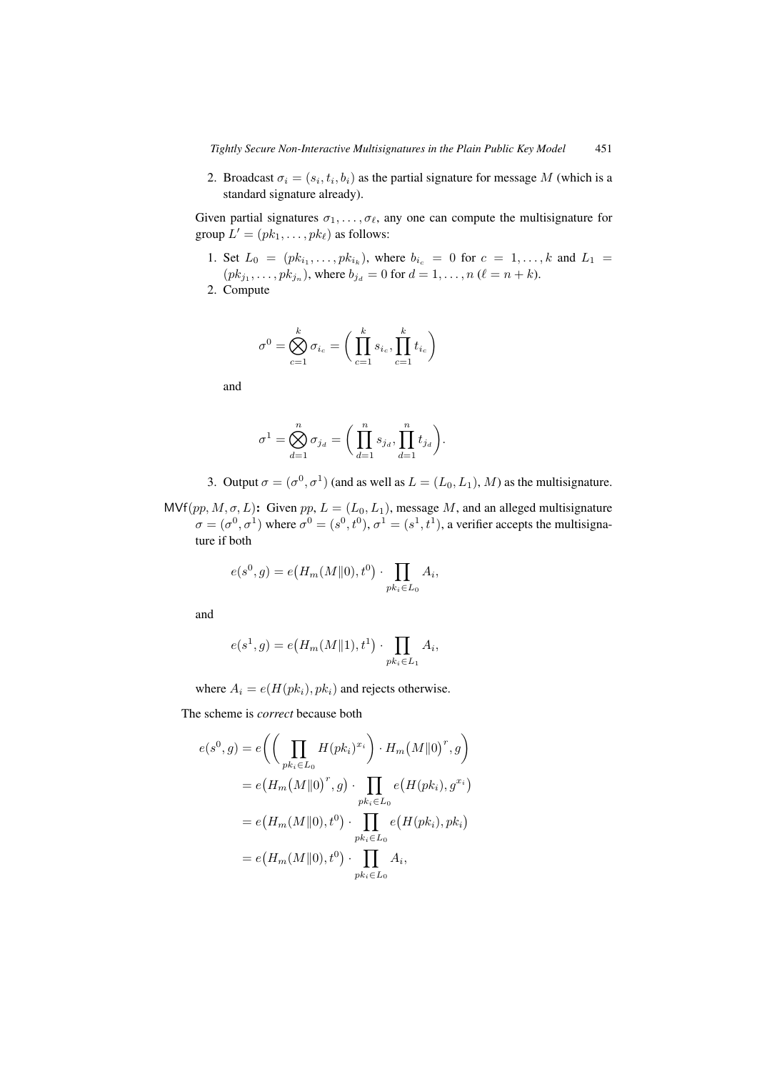2. Broadcast $\sigma_i = (s_i, t_i, b_i)$ as the partial signature for message $M$ (which is a standard signature already).

Given partial signatures $\sigma_1, \dots, \sigma_\ell$, any one can compute the multisignature for group $L' = (pk_1, \dots, pk_\ell)$ as follows:

1. Set $L_0 = (pk_{i_1}, \dots, pk_{i_k})$, where $b_{i_c} = 0$ for $c = 1, \dots, k$ and $L_1 = (pk_{j_1}, \dots, pk_{j_n})$, where $b_{j_d} = 0$ for $d = 1, \dots, n$ ($\ell = n + k$).
2. Compute

$$\sigma^0 = \bigotimes_{c=1}^{k} \sigma_{i_c} = \bigg( \prod_{c=1}^{k} s_{i_c}, \prod_{c=1}^{k} t_{i_c} \bigg)$$

and

$$\sigma^1 = \bigotimes_{d=1}^{n} \sigma_{j_d} = \bigg( \prod_{d=1}^{n} s_{j_d}, \prod_{d=1}^{n} t_{j_d} \bigg).$$

3. Output $\sigma = (\sigma^0, \sigma^1)$ (and as well as $L = (L_0, L_1), M$) as the multisignature.

$\mathsf{MVf}(pp, M, \sigma, L)$**:** Given $pp$, $L = (L_0, L_1)$, message $M$, and an alleged multisignature $\sigma = (\sigma^0, \sigma^1)$ where $\sigma^0 = (s^0, t^0)$, $\sigma^1 = (s^1, t^1)$, a verifier accepts the multisignature if both

$$e(s^0, g) = e\big(H_m(M \| 0), t^0\big) \cdot \prod_{pk_i \in L_0} A_i,$$

and

$$e(s^1, g) = e\big(H_m(M \| 1), t^1\big) \cdot \prod_{pk_i \in L_1} A_i,$$

where $A_i = e(H(pk_i), pk_i)$ and rejects otherwise.

The scheme is *correct* because both

$$\begin{aligned}
e(s^0, g) &= e\bigg( \bigg( \prod_{pk_i \in L_0} H(pk_i)^{x_i} \bigg) \cdot H_m\big(M \| 0\big)^r, g \bigg) \\
&= e\big(H_m\big(M \| 0\big)^r, g\big) \cdot \prod_{pk_i \in L_0} e\big(H(pk_i), g^{x_i}\big) \\
&= e\big(H_m(M \| 0), t^0\big) \cdot \prod_{pk_i \in L_0} e\big(H(pk_i), pk_i\big) \\
&= e\big(H_m(M \| 0), t^0\big) \cdot \prod_{pk_i \in L_0} A_i,
\end{aligned}$$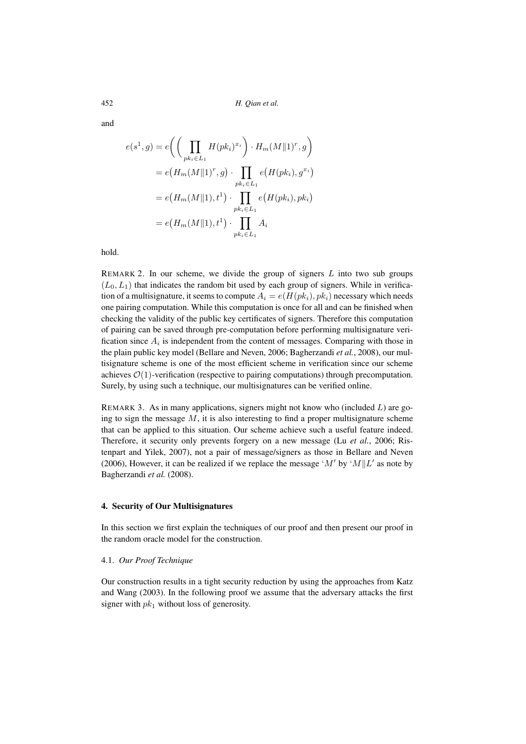and

$$
\begin{aligned}
e(s^1, g) &= e\bigg(\bigg(\prod_{pk_i \in L_1} H(pk_i)^{x_i}\bigg) \cdot H_m(M\|1)^r, g\bigg) \\
&= e\big(H_m(M\|1)^r, g\big) \cdot \prod_{pk_i \in L_1} e\big(H(pk_i), g^{x_i}\big) \\
&= e\big(H_m(M\|1), t^1\big) \cdot \prod_{pk_i \in L_1} e\big(H(pk_i), pk_i\big) \\
&= e\big(H_m(M\|1), t^1\big) \cdot \prod_{pk_i \in L_1} A_i
\end{aligned}
$$

hold.

REMARK 2. In our scheme, we divide the group of signers $L$ into two sub groups $(L_0, L_1)$ that indicates the random bit used by each group of signers. While in verification of a multisignature, it seems to compute $A_i = e(H(pk_i), pk_i)$ necessary which needs one pairing computation. While this computation is once for all and can be finished when checking the validity of the public key certificates of signers. Therefore this computation of pairing can be saved through pre-computation before performing multisignature verification since $A_i$ is independent from the content of messages. Comparing with those in the plain public key model (Bellare and Neven, 2006; Bagherzandi *et al.*, 2008), our multisignature scheme is one of the most efficient scheme in verification since our scheme achieves $\mathcal{O}(1)$-verification (respective to pairing computations) through precomputation. Surely, by using such a technique, our multisignatures can be verified online.

REMARK 3. As in many applications, signers might not know who (included $L$) are going to sign the message $M$, it is also interesting to find a proper multisignature scheme that can be applied to this situation. Our scheme achieve such a useful feature indeed. Therefore, it security only prevents forgery on a new message (Lu *et al.*, 2006; Ristenpart and Yilek, 2007), not a pair of message/signers as those in Bellare and Neven (2006), However, it can be realized if we replace the message '$M'$ by '$M\|L'$ as note by Bagherzandi *et al.* (2008).

## 4. Security of Our Multisignatures

In this section we first explain the techniques of our proof and then present our proof in the random oracle model for the construction.

### 4.1. *Our Proof Technique*

Our construction results in a tight security reduction by using the approaches from Katz and Wang (2003). In the following proof we assume that the adversary attacks the first signer with $pk_1$ without loss of generosity.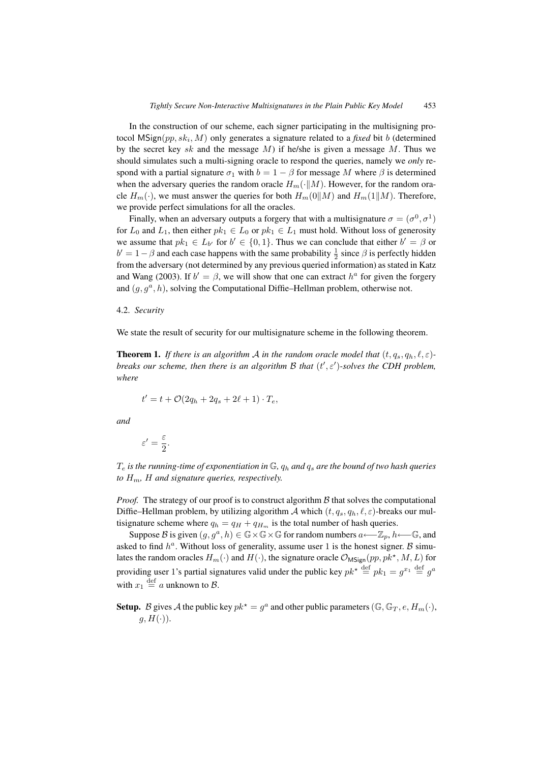In the construction of our scheme, each signer participating in the multisigning protocol $\mathsf{MSign}(pp, sk_i, M)$ only generates a signature related to a *fixed* bit $b$ (determined by the secret key $sk$ and the message $M$) if he/she is given a message $M$. Thus we should simulates such a multi-signing oracle to respond the queries, namely we *only* respond with a partial signature $\sigma_1$ with $b = 1 - \beta$ for message $M$ where $\beta$ is determined when the adversary queries the random oracle $H_m(\cdot \| M)$. However, for the random oracle $H_m(\cdot)$, we must answer the queries for both $H_m(0\|M)$ and $H_m(1\|M)$. Therefore, we provide perfect simulations for all the oracles.

Finally, when an adversary outputs a forgery that with a multisignature $\sigma = (\sigma^0, \sigma^1)$ for $L_0$ and $L_1$, then either $pk_1 \in L_0$ or $pk_1 \in L_1$ must hold. Without loss of generosity we assume that $pk_1 \in L_{b'}$ for $b' \in \{0, 1\}$. Thus we can conclude that either $b' = \beta$ or $b' = 1 - \beta$ and each case happens with the same probability $\frac{1}{2}$ since $\beta$ is perfectly hidden from the adversary (not determined by any previous queried information) as stated in Katz and Wang (2003). If $b' = \beta$, we will show that one can extract $h^a$ for given the forgery and $(g, g^a, h)$, solving the Computational Diffie–Hellman problem, otherwise not.

## 4.2. *Security*

We state the result of security for our multisignature scheme in the following theorem.

**Theorem 1.** *If there is an algorithm $\mathcal{A}$ in the random oracle model that $(t, q_s, q_h, \ell, \varepsilon)$-breaks our scheme, then there is an algorithm $\mathcal{B}$ that $(t', \varepsilon')$-solves the CDH problem, where*

$$t' = t + \mathcal{O}(2q_h + 2q_s + 2\ell + 1) \cdot T_e,$$

*and*

$$\varepsilon' = \frac{\varepsilon}{2}.$$

*$T_e$ is the running-time of exponentiation in $\mathbb{G}$, $q_h$ and $q_s$ are the bound of two hash queries to $H_m$, $H$ and signature queries, respectively.*

*Proof.* The strategy of our proof is to construct algorithm $\mathcal{B}$ that solves the computational Diffie–Hellman problem, by utilizing algorithm $\mathcal{A}$ which $(t, q_s, q_h, \ell, \varepsilon)$-breaks our multisignature scheme where $q_h = q_H + q_{H_m}$ is the total number of hash queries.

Suppose $\mathcal{B}$ is given $(g, g^a, h) \in \mathbb{G} \times \mathbb{G} \times \mathbb{G}$ for random numbers $a \longleftarrow \mathbb{Z}_p$, $h \longleftarrow \mathbb{G}$, and asked to find $h^a$. Without loss of generality, assume user 1 is the honest signer. $\mathcal{B}$ simulates the random oracles $H_m(\cdot)$ and $H(\cdot)$, the signature oracle $\mathcal{O}_{\mathsf{MSign}}(pp, pk^\star, M, L)$ for providing user 1's partial signatures valid under the public key $pk^\star \overset{\text{def}}{=} pk_1 = g^{x_1} \overset{\text{def}}{=} g^a$ with $x_1 \overset{\text{def}}{=} a$ unknown to $\mathcal{B}$.

**Setup.** $\mathcal{B}$ gives $\mathcal{A}$ the public key $pk^\star = g^a$ and other public parameters $(\mathbb{G}, \mathbb{G}_T, e, H_m(\cdot), g, H(\cdot))$.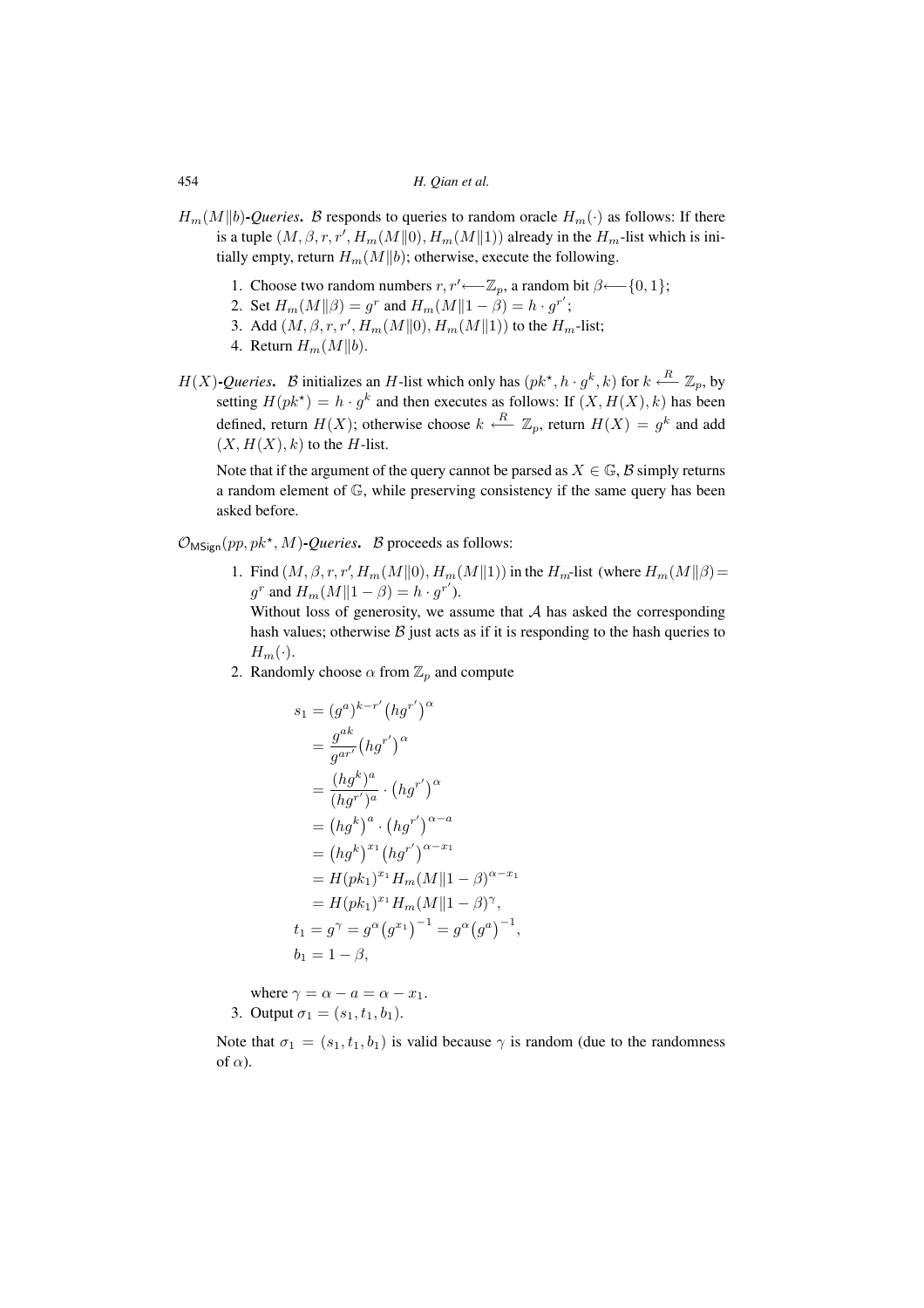***$H_m(M\|b)$-Queries.*** $\mathcal{B}$ responds to queries to random oracle $H_m(\cdot)$ as follows: If there is a tuple $(M, \beta, r, r', H_m(M\|0), H_m(M\|1))$ already in the $H_m$-list which is initially empty, return $H_m(M\|b)$; otherwise, execute the following.

1. Choose two random numbers $r, r' \longleftarrow \mathbb{Z}_p$, a random bit $\beta \longleftarrow \{0, 1\}$;
2. Set $H_m(M\|\beta) = g^r$ and $H_m(M\|1-\beta) = h \cdot g^{r'}$;
3. Add $(M, \beta, r, r', H_m(M\|0), H_m(M\|1))$ to the $H_m$-list;
4. Return $H_m(M\|b)$.

***$H(X)$-Queries.*** $\mathcal{B}$ initializes an $H$-list which only has $(pk^\star, h \cdot g^k, k)$ for $k \xleftarrow{R} \mathbb{Z}_p$, by setting $H(pk^\star) = h \cdot g^k$ and then executes as follows: If $(X, H(X), k)$ has been defined, return $H(X)$; otherwise choose $k \xleftarrow{R} \mathbb{Z}_p$, return $H(X) = g^k$ and add $(X, H(X), k)$ to the $H$-list.

Note that if the argument of the query cannot be parsed as $X \in \mathbb{G}$, $\mathcal{B}$ simply returns a random element of $\mathbb{G}$, while preserving consistency if the same query has been asked before.

***$\mathcal{O}_{\mathsf{MSign}}(pp, pk^\star, M)$-Queries.*** $\mathcal{B}$ proceeds as follows:

1. Find $(M, \beta, r, r', H_m(M\|0), H_m(M\|1))$ in the $H_m$-list (where $H_m(M\|\beta) = g^r$ and $H_m(M\|1-\beta) = h \cdot g^{r'}$).
   Without loss of generosity, we assume that $\mathcal{A}$ has asked the corresponding hash values; otherwise $\mathcal{B}$ just acts as if it is responding to the hash queries to $H_m(\cdot)$.
2. Randomly choose $\alpha$ from $\mathbb{Z}_p$ and compute

$$
\begin{aligned}
s_1 &= (g^a)^{k-r'}\big(hg^{r'}\big)^{\alpha} \\
&= \frac{g^{ak}}{g^{ar'}}\big(hg^{r'}\big)^{\alpha} \\
&= \frac{(hg^k)^a}{(hg^{r'})^a} \cdot \big(hg^{r'}\big)^{\alpha} \\
&= \big(hg^k\big)^a \cdot \big(hg^{r'}\big)^{\alpha-a} \\
&= \big(hg^k\big)^{x_1}\big(hg^{r'}\big)^{\alpha-x_1} \\
&= H(pk_1)^{x_1} H_m(M\|1-\beta)^{\alpha-x_1} \\
&= H(pk_1)^{x_1} H_m(M\|1-\beta)^{\gamma}, \\
t_1 &= g^{\gamma} = g^{\alpha}\big(g^{x_1}\big)^{-1} = g^{\alpha}\big(g^a\big)^{-1}, \\
b_1 &= 1-\beta,
\end{aligned}
$$

   where $\gamma = \alpha - a = \alpha - x_1$.
3. Output $\sigma_1 = (s_1, t_1, b_1)$.

Note that $\sigma_1 = (s_1, t_1, b_1)$ is valid because $\gamma$ is random (due to the randomness of $\alpha$).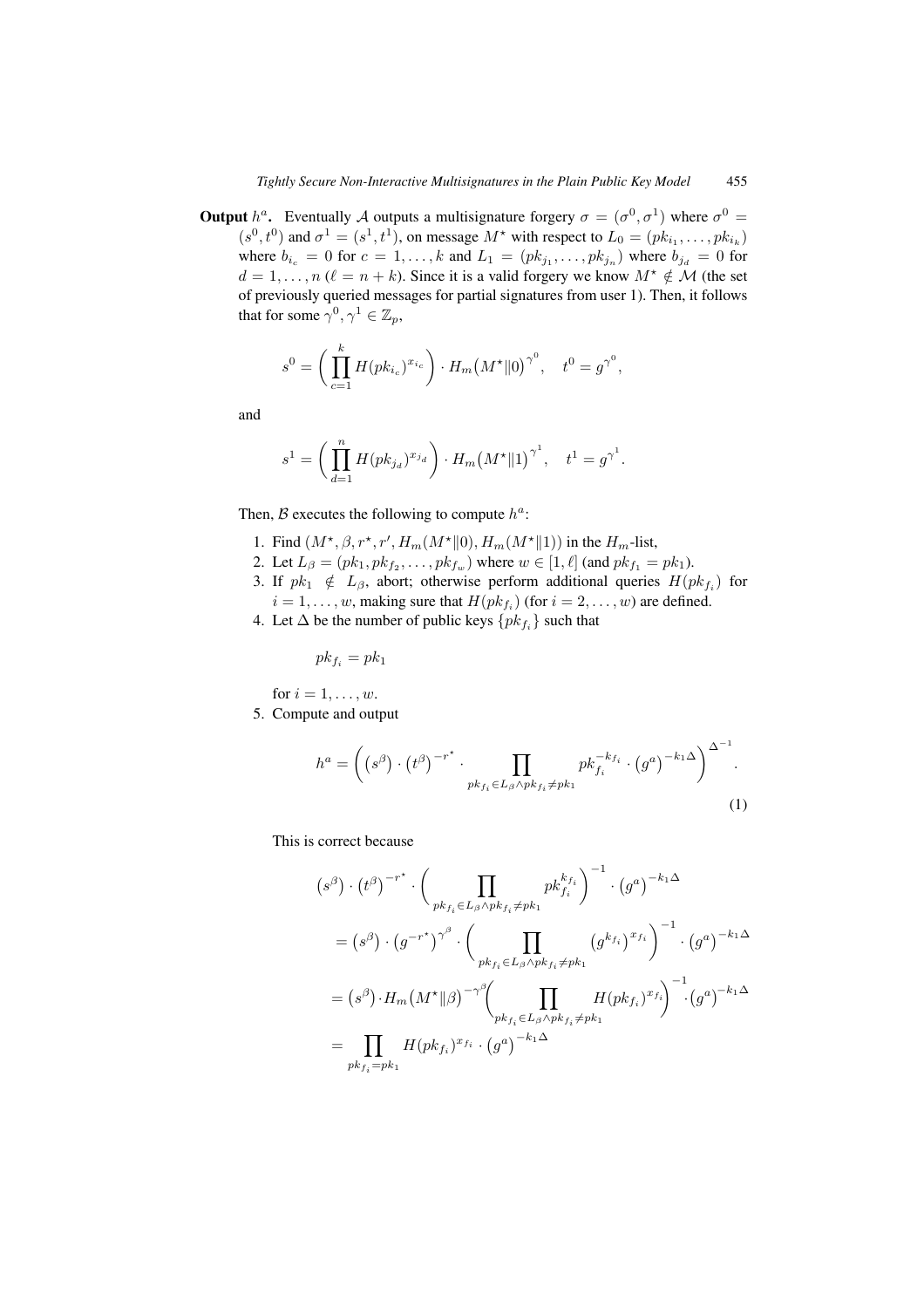**Output $h^a$.** Eventually $\mathcal{A}$ outputs a multisignature forgery $\sigma = (\sigma^0, \sigma^1)$ where $\sigma^0 = (s^0, t^0)$ and $\sigma^1 = (s^1, t^1)$, on message $M^\star$ with respect to $L_0 = (pk_{i_1}, \ldots, pk_{i_k})$ where $b_{i_c} = 0$ for $c = 1, \ldots, k$ and $L_1 = (pk_{j_1}, \ldots, pk_{j_n})$ where $b_{j_d} = 0$ for $d = 1, \ldots, n$ ($\ell = n + k$). Since it is a valid forgery we know $M^\star \notin \mathcal{M}$ (the set of previously queried messages for partial signatures from user 1). Then, it follows that for some $\gamma^0, \gamma^1 \in \mathbb{Z}_p$,

$$s^0 = \left( \prod_{c=1}^{k} H(pk_{i_c})^{x_{i_c}} \right) \cdot H_m\big(M^\star \| 0\big)^{\gamma^0}, \quad t^0 = g^{\gamma^0},$$

and

$$s^1 = \left( \prod_{d=1}^{n} H(pk_{j_d})^{x_{j_d}} \right) \cdot H_m\big(M^\star \| 1\big)^{\gamma^1}, \quad t^1 = g^{\gamma^1}.$$

Then, $\mathcal{B}$ executes the following to compute $h^a$:

1. Find $(M^\star, \beta, r^\star, r', H_m(M^\star \| 0), H_m(M^\star \| 1))$ in the $H_m$-list,
2. Let $L_\beta = (pk_1, pk_{f_2}, \ldots, pk_{f_w})$ where $w \in [1, \ell]$ (and $pk_{f_1} = pk_1$).
3. If $pk_1 \notin L_\beta$, abort; otherwise perform additional queries $H(pk_{f_i})$ for $i = 1, \ldots, w$, making sure that $H(pk_{f_i})$ (for $i = 2, \ldots, w$) are defined.
4. Let $\Delta$ be the number of public keys $\{pk_{f_i}\}$ such that

   $$pk_{f_i} = pk_1$$

   for $i = 1, \ldots, w$.
5. Compute and output

$$h^a = \left( \big(s^\beta\big) \cdot \big(t^\beta\big)^{-r^\star} \cdot \prod_{pk_{f_i} \in L_\beta \wedge pk_{f_i} \neq pk_1} pk_{f_i}^{-k_{f_i}} \cdot \big(g^a\big)^{-k_1 \Delta} \right)^{\Delta^{-1}}. \tag{1}$$

This is correct because

$$\begin{aligned}
&\big(s^\beta\big) \cdot \big(t^\beta\big)^{-r^\star} \cdot \left( \prod_{pk_{f_i} \in L_\beta \wedge pk_{f_i} \neq pk_1} pk_{f_i}^{k_{f_i}} \right)^{-1} \cdot \big(g^a\big)^{-k_1 \Delta} \\
&= \big(s^\beta\big) \cdot \big(g^{-r^\star}\big)^{\gamma^\beta} \cdot \left( \prod_{pk_{f_i} \in L_\beta \wedge pk_{f_i} \neq pk_1} \big(g^{k_{f_i}}\big)^{x_{f_i}} \right)^{-1} \cdot \big(g^a\big)^{-k_1 \Delta} \\
&= \big(s^\beta\big) \cdot H_m\big(M^\star \| \beta\big)^{-\gamma^\beta} \left( \prod_{pk_{f_i} \in L_\beta \wedge pk_{f_i} \neq pk_1} H(pk_{f_i})^{x_{f_i}} \right)^{-1} \cdot \big(g^a\big)^{-k_1 \Delta} \\
&= \prod_{pk_{f_i} = pk_1} H(pk_{f_i})^{x_{f_i}} \cdot \big(g^a\big)^{-k_1 \Delta}
\end{aligned}$$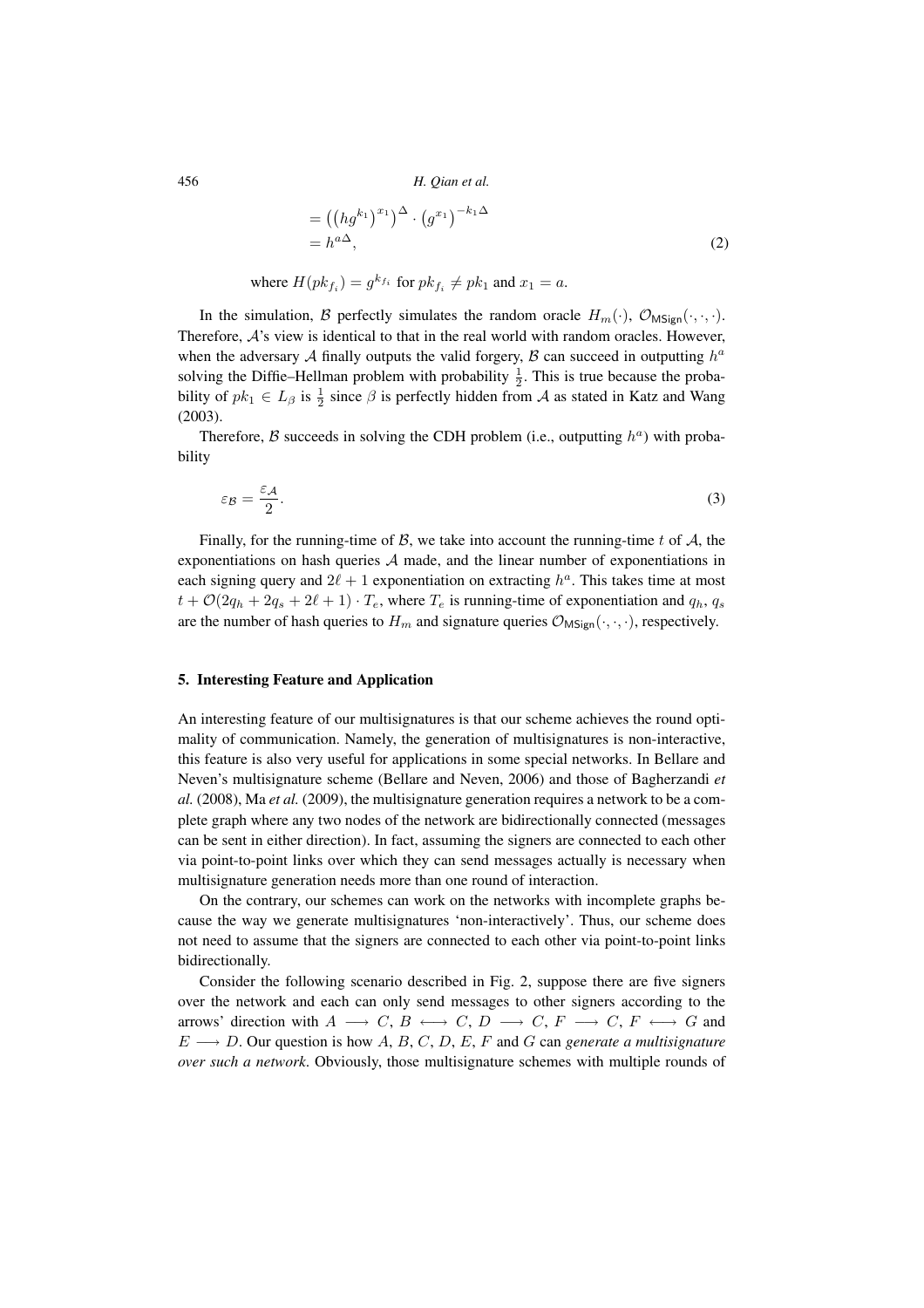$$= \left(\left(hg^{k_1}\right)^{x_1}\right)^{\Delta} \cdot \left(g^{x_1}\right)^{-k_1\Delta}$$
$$= h^{a\Delta}, \tag{2}$$

where $H(pk_{f_i}) = g^{k_{f_i}}$ for $pk_{f_i} \neq pk_1$ and $x_1 = a$.

In the simulation, $\mathcal{B}$ perfectly simulates the random oracle $H_m(\cdot)$, $\mathcal{O}_{\mathsf{MSign}}(\cdot,\cdot,\cdot)$. Therefore, $\mathcal{A}$'s view is identical to that in the real world with random oracles. However, when the adversary $\mathcal{A}$ finally outputs the valid forgery, $\mathcal{B}$ can succeed in outputting $h^a$ solving the Diffie–Hellman problem with probability $\frac{1}{2}$. This is true because the probability of $pk_1 \in L_\beta$ is $\frac{1}{2}$ since $\beta$ is perfectly hidden from $\mathcal{A}$ as stated in Katz and Wang (2003).

Therefore, $\mathcal{B}$ succeeds in solving the CDH problem (i.e., outputting $h^a$) with probability

$$\varepsilon_{\mathcal{B}} = \frac{\varepsilon_{\mathcal{A}}}{2}. \tag{3}$$

Finally, for the running-time of $\mathcal{B}$, we take into account the running-time $t$ of $\mathcal{A}$, the exponentiations on hash queries $\mathcal{A}$ made, and the linear number of exponentiations in each signing query and $2\ell + 1$ exponentiation on extracting $h^a$. This takes time at most $t + \mathcal{O}(2q_h + 2q_s + 2\ell + 1) \cdot T_e$, where $T_e$ is running-time of exponentiation and $q_h$, $q_s$ are the number of hash queries to $H_m$ and signature queries $\mathcal{O}_{\mathsf{MSign}}(\cdot,\cdot,\cdot)$, respectively.

## 5. Interesting Feature and Application

An interesting feature of our multisignatures is that our scheme achieves the round optimality of communication. Namely, the generation of multisignatures is non-interactive, this feature is also very useful for applications in some special networks. In Bellare and Neven's multisignature scheme (Bellare and Neven, 2006) and those of Bagherzandi *et al.* (2008), Ma *et al.* (2009), the multisignature generation requires a network to be a complete graph where any two nodes of the network are bidirectionally connected (messages can be sent in either direction). In fact, assuming the signers are connected to each other via point-to-point links over which they can send messages actually is necessary when multisignature generation needs more than one round of interaction.

On the contrary, our schemes can work on the networks with incomplete graphs because the way we generate multisignatures 'non-interactively'. Thus, our scheme does not need to assume that the signers are connected to each other via point-to-point links bidirectionally.

Consider the following scenario described in Fig. 2, suppose there are five signers over the network and each can only send messages to other signers according to the arrows' direction with $A \longrightarrow C$, $B \longleftrightarrow C$, $D \longrightarrow C$, $F \longrightarrow C$, $F \longleftrightarrow G$ and $E \longrightarrow D$. Our question is how $A$, $B$, $C$, $D$, $E$, $F$ and $G$ can *generate a multisignature over such a network*. Obviously, those multisignature schemes with multiple rounds of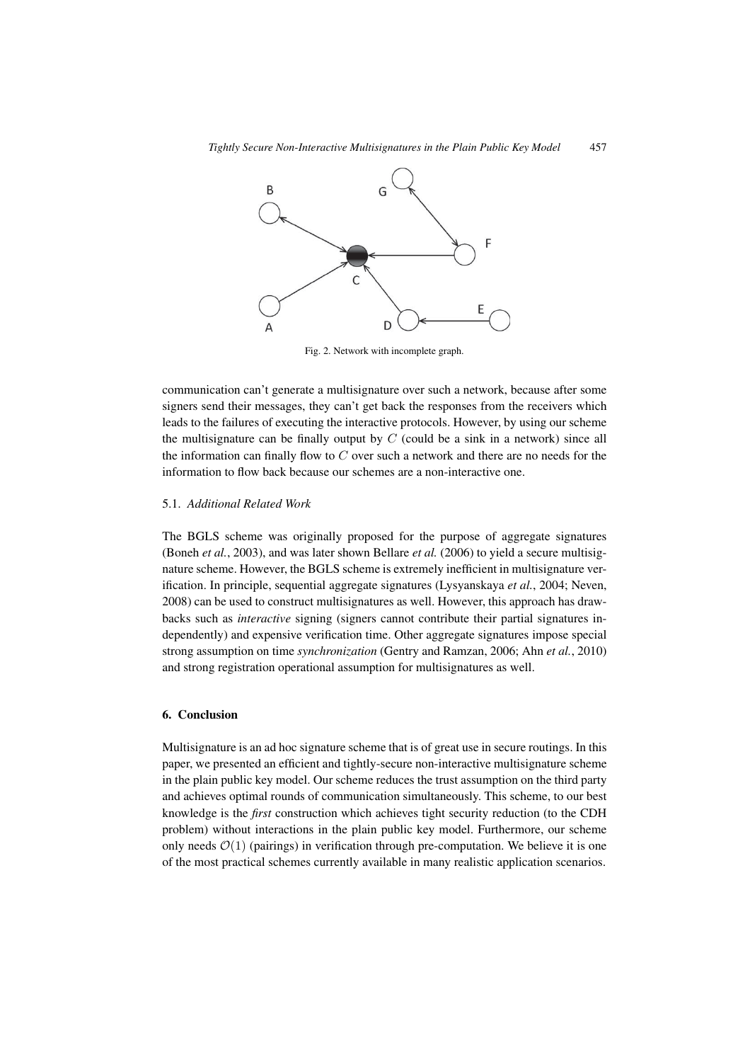Fig. 2. Network with incomplete graph.

communication can't generate a multisignature over such a network, because after some signers send their messages, they can't get back the responses from the receivers which leads to the failures of executing the interactive protocols. However, by using our scheme the multisignature can be finally output by $C$ (could be a sink in a network) since all the information can finally flow to $C$ over such a network and there are no needs for the information to flow back because our schemes are a non-interactive one.

### 5.1. *Additional Related Work*

The BGLS scheme was originally proposed for the purpose of aggregate signatures (Boneh *et al.*, 2003), and was later shown Bellare *et al.* (2006) to yield a secure multisignature scheme. However, the BGLS scheme is extremely inefficient in multisignature verification. In principle, sequential aggregate signatures (Lysyanskaya *et al.*, 2004; Neven, 2008) can be used to construct multisignatures as well. However, this approach has drawbacks such as *interactive* signing (signers cannot contribute their partial signatures independently) and expensive verification time. Other aggregate signatures impose special strong assumption on time *synchronization* (Gentry and Ramzan, 2006; Ahn *et al.*, 2010) and strong registration operational assumption for multisignatures as well.

## 6. Conclusion

Multisignature is an ad hoc signature scheme that is of great use in secure routings. In this paper, we presented an efficient and tightly-secure non-interactive multisignature scheme in the plain public key model. Our scheme reduces the trust assumption on the third party and achieves optimal rounds of communication simultaneously. This scheme, to our best knowledge is the *first* construction which achieves tight security reduction (to the CDH problem) without interactions in the plain public key model. Furthermore, our scheme only needs $\mathcal{O}(1)$ (pairings) in verification through pre-computation. We believe it is one of the most practical schemes currently available in many realistic application scenarios.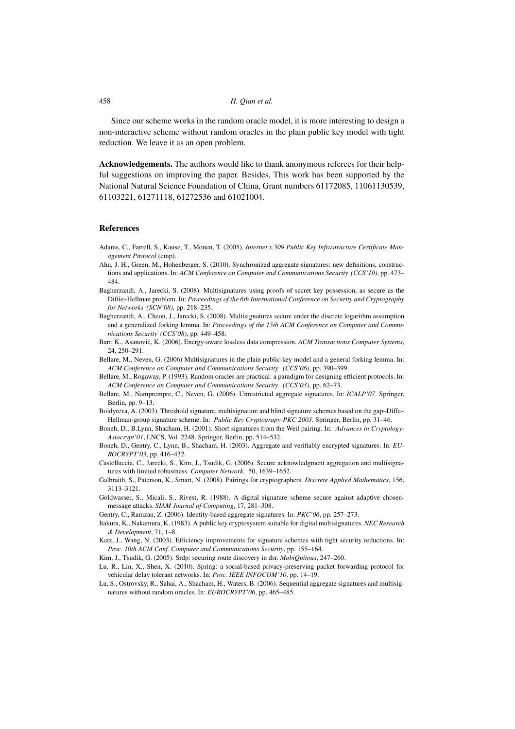Since our scheme works in the random oracle model, it is more interesting to design a non-interactive scheme without random oracles in the plain public key model with tight reduction. We leave it as an open problem.

**Acknowledgements.** The authors would like to thank anonymous referees for their helpful suggestions on improving the paper. Besides, This work has been supported by the National Natural Science Foundation of China, Grant numbers 61172085, 11061130539, 61103221, 61271118, 61272536 and 61021004.

## References

Adams, C., Farrell, S., Kause, T., Monen, T. (2005). *Internet x.509 Public Key Infrastructure Certificate Management Protocol* (cmp).

Ahn, J. H., Green, M., Hohenberger, S. (2010). Synchronized aggregate signatures: new definitions, constructions and applications. In: *ACM Conference on Computer and Communications Security (CCS'10)*, pp. 473–484.

Bagherzandi, A., Jarecki, S. (2008). Multisignatures using proofs of secret key possession, as secure as the Diffie–Hellman problem. In: *Proceedings of the 6th International Conference on Security and Cryptography for Networks (SCN'08)*, pp. 218–235.

Bagherzandi, A., Cheon, J., Jarecki, S. (2008). Multisignatures secure under the discrete logarithm assumption and a generalized forking lemma. In: *Proceedings of the 15th ACM Conference on Computer and Communications Security (CCS'08)*, pp. 449–458.

Barr, K., Asanović, K. (2006). Energy-aware lossless data compression. *ACM Transactions Computer Systems*, 24, 250–291.

Bellare, M., Neven, G. (2006) Multisignatures in the plain public-key model and a general forking lemma. In: *ACM Conference on Computer and Communications Security (CCS'06)*, pp. 390–399.

Bellare, M., Rogaway, P. (1993). Random oracles are practical: a paradigm for designing efficient protocols. In: *ACM Conference on Computer and Communications Security (CCS'03)*, pp. 62–73.

Bellare, M., Namprempre, C., Neven, G. (2006). Unrestricted aggregate signatures. In: *ICALP'07*. Springer, Berlin, pp. 9–13.

Boldyreva, A. (2003). Threshold signature, multisignature and blind signature schemes based on the gap–Diffe–Hellman-group signature scheme. In: *Public Key Cryptograpy-PKC 2003*. Springer, Berlin, pp. 31–46.

Boneh, D., B.Lynn, Shacham, H. (2001). Short signatures from the Weil pairing. In: *Advances in Cryptology-Asiacrypt'01*, LNCS, Vol. 2248. Springer, Berlin, pp. 514–532.

Boneh, D., Gentry, C., Lynn, B., Shacham, H. (2003). Aggregate and verifiably encrypted signatures. In: *EUROCRYPT'03*, pp. 416–432.

Castelluccia, C., Jarecki, S., Kim, J., Tsudik, G. (2006). Secure acknowledgment aggregation and multisignatures with limited robustness. *Computer Network*, 50, 1639–1652.

Galbraith, S., Paterson, K., Smart, N. (2008). Pairings for cryptographers. *Discrete Applied Mathematics*, 156, 3113–3121.

Goldwasser, S., Micali, S., Rivest, R. (1988). A digital signature scheme secure against adaptive chosen-message attacks. *SIAM Journal of Computing*, 17, 281–308.

Gentry, C., Ramzan, Z. (2006). Identity-based aggregate signatures. In: *PKC'06*, pp. 257–273.

Itakura, K., Nakamura, K. (1983). A public key cryptosystem suitable for digital multisignatures. *NEC Research & Development*, 71, 1–8.

Katz, J., Wang, N. (2003). Efficiency improvements for signature schemes with tight security reductions. In: *Proc. 10th ACM Conf. Computer and Communications Security*, pp. 155–164.

Kim, J., Tsudik, G. (2005). Srdp: securing route discovery in dsr. *MobiQuitous*, 247–260.

Lu, R., Lin, X., Shen, X. (2010). Spring: a social-based privacy-preserving packet forwarding protocol for vehicular delay tolerant networks. In: *Proc. IEEE INFOCOM'10*, pp. 14–19.

Lu, S., Ostrovsky, R., Sahai, A., Shacham, H., Waters, B. (2006). Sequential aggregate signatures and multisignatures without random oracles. In: *EUROCRYPT'06*, pp. 465–485.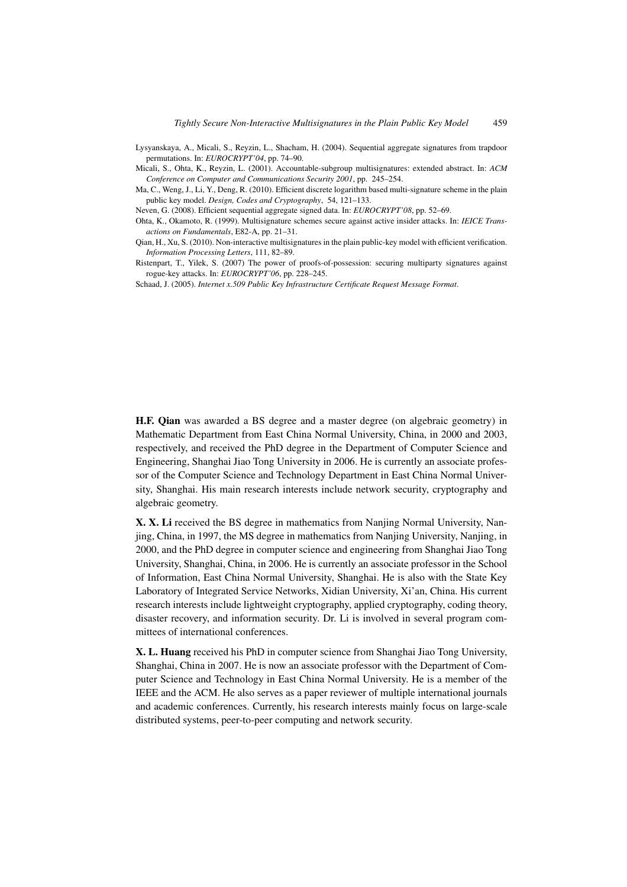Lysyanskaya, A., Micali, S., Reyzin, L., Shacham, H. (2004). Sequential aggregate signatures from trapdoor permutations. In: *EUROCRYPT'04*, pp. 74–90.

Micali, S., Ohta, K., Reyzin, L. (2001). Accountable-subgroup multisignatures: extended abstract. In: *ACM Conference on Computer and Communications Security 2001*, pp. 245–254.

Ma, C., Weng, J., Li, Y., Deng, R. (2010). Efficient discrete logarithm based multi-signature scheme in the plain public key model. *Design, Codes and Cryptography*, 54, 121–133.

Neven, G. (2008). Efficient sequential aggregate signed data. In: *EUROCRYPT'08*, pp. 52–69.

Ohta, K., Okamoto, R. (1999). Multisignature schemes secure against active insider attacks. In: *IEICE Transactions on Fundamentals*, E82-A, pp. 21–31.

Qian, H., Xu, S. (2010). Non-interactive multisignatures in the plain public-key model with efficient verification. *Information Processing Letters*, 111, 82–89.

Ristenpart, T., Yilek, S. (2007) The power of proofs-of-possession: securing multiparty signatures against rogue-key attacks. In: *EUROCRYPT'06*, pp. 228–245.

Schaad, J. (2005). *Internet x.509 Public Key Infrastructure Certificate Request Message Format*.

**H.F. Qian** was awarded a BS degree and a master degree (on algebraic geometry) in Mathematic Department from East China Normal University, China, in 2000 and 2003, respectively, and received the PhD degree in the Department of Computer Science and Engineering, Shanghai Jiao Tong University in 2006. He is currently an associate professor of the Computer Science and Technology Department in East China Normal University, Shanghai. His main research interests include network security, cryptography and algebraic geometry.

**X. X. Li** received the BS degree in mathematics from Nanjing Normal University, Nanjing, China, in 1997, the MS degree in mathematics from Nanjing University, Nanjing, in 2000, and the PhD degree in computer science and engineering from Shanghai Jiao Tong University, Shanghai, China, in 2006. He is currently an associate professor in the School of Information, East China Normal University, Shanghai. He is also with the State Key Laboratory of Integrated Service Networks, Xidian University, Xi'an, China. His current research interests include lightweight cryptography, applied cryptography, coding theory, disaster recovery, and information security. Dr. Li is involved in several program committees of international conferences.

**X. L. Huang** received his PhD in computer science from Shanghai Jiao Tong University, Shanghai, China in 2007. He is now an associate professor with the Department of Computer Science and Technology in East China Normal University. He is a member of the IEEE and the ACM. He also serves as a paper reviewer of multiple international journals and academic conferences. Currently, his research interests mainly focus on large-scale distributed systems, peer-to-peer computing and network security.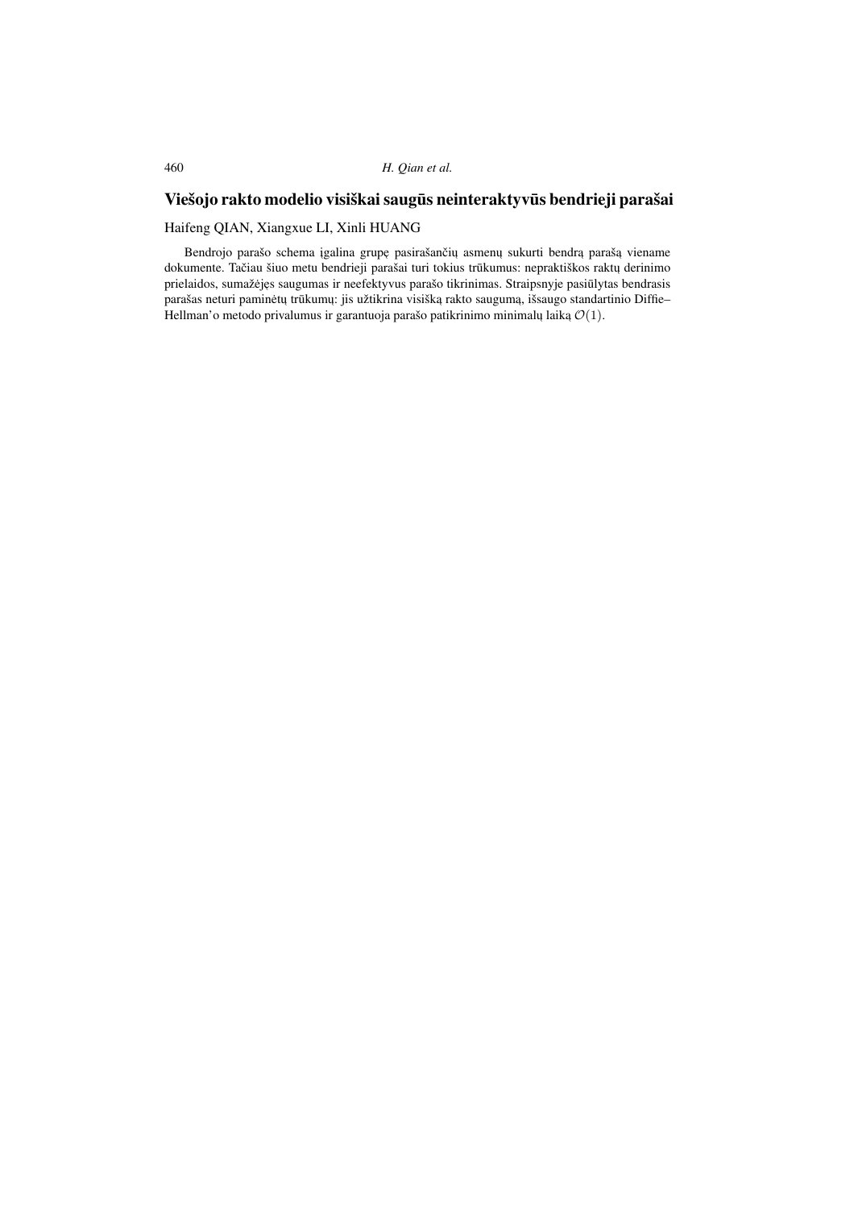# Viešojo rakto modelio visiškai saugūs neinteraktyvūs bendrieji parašai

Haifeng QIAN, Xiangxue LI, Xinli HUANG

Bendrojo parašo schema įgalina grupę pasirašančių asmenų sukurti bendrą parašą viename dokumente. Tačiau šiuo metu bendrieji parašai turi tokius trūkumus: nepraktiškos raktų derinimo prielaidos, sumažėjęs saugumas ir neefektyvus parašo tikrinimas. Straipsnyje pasiūlytas bendrasis parašas neturi paminėtų trūkumų: jis užtikrina visišką rakto saugumą, išsaugo standartinio Diffie–Hellman'o metodo privalumus ir garantuoja parašo patikrinimo minimalų laiką $\mathcal{O}(1)$.